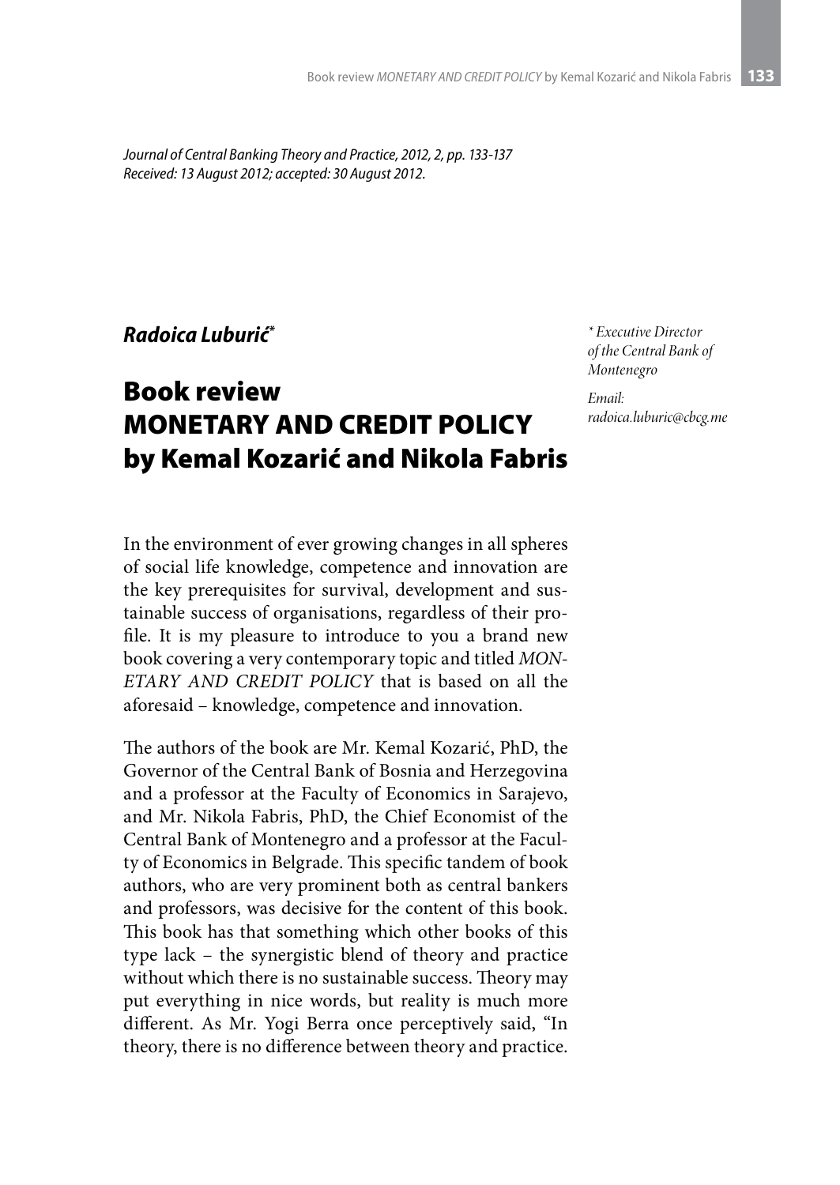*Journal of Central Banking Theory and Practice, 2012, 2, pp. 133-137*
*Received: 13 August 2012; accepted: 30 August 2012.*

***Radoica Luburić****

*\* Executive Director of the Central Bank of Montenegro*

*Email: radoica.luburic@cbcg.me*

# Book review MONETARY AND CREDIT POLICY by Kemal Kozarić and Nikola Fabris

In the environment of ever growing changes in all spheres of social life knowledge, competence and innovation are the key prerequisites for survival, development and sustainable success of organisations, regardless of their profile. It is my pleasure to introduce to you a brand new book covering a very contemporary topic and titled *MONETARY AND CREDIT POLICY* that is based on all the aforesaid – knowledge, competence and innovation.

The authors of the book are Mr. Kemal Kozarić, PhD, the Governor of the Central Bank of Bosnia and Herzegovina and a professor at the Faculty of Economics in Sarajevo, and Mr. Nikola Fabris, PhD, the Chief Economist of the Central Bank of Montenegro and a professor at the Faculty of Economics in Belgrade. This specific tandem of book authors, who are very prominent both as central bankers and professors, was decisive for the content of this book. This book has that something which other books of this type lack – the synergistic blend of theory and practice without which there is no sustainable success. Theory may put everything in nice words, but reality is much more different. As Mr. Yogi Berra once perceptively said, "In theory, there is no difference between theory and practice.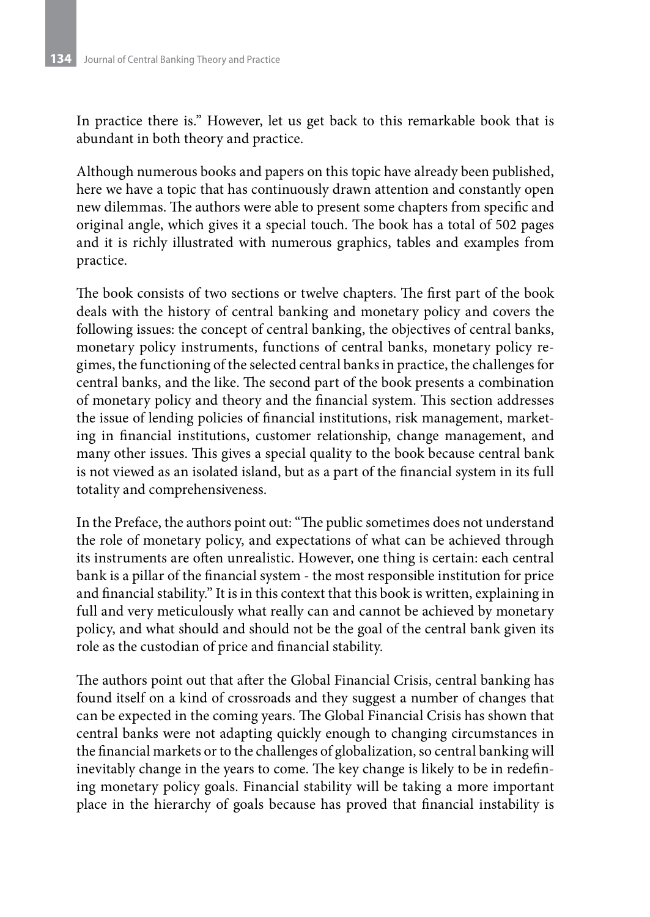In practice there is." However, let us get back to this remarkable book that is abundant in both theory and practice.

Although numerous books and papers on this topic have already been published, here we have a topic that has continuously drawn attention and constantly open new dilemmas. The authors were able to present some chapters from specific and original angle, which gives it a special touch. The book has a total of 502 pages and it is richly illustrated with numerous graphics, tables and examples from practice.

The book consists of two sections or twelve chapters. The first part of the book deals with the history of central banking and monetary policy and covers the following issues: the concept of central banking, the objectives of central banks, monetary policy instruments, functions of central banks, monetary policy regimes, the functioning of the selected central banks in practice, the challenges for central banks, and the like. The second part of the book presents a combination of monetary policy and theory and the financial system. This section addresses the issue of lending policies of financial institutions, risk management, marketing in financial institutions, customer relationship, change management, and many other issues. This gives a special quality to the book because central bank is not viewed as an isolated island, but as a part of the financial system in its full totality and comprehensiveness.

In the Preface, the authors point out: "The public sometimes does not understand the role of monetary policy, and expectations of what can be achieved through its instruments are often unrealistic. However, one thing is certain: each central bank is a pillar of the financial system - the most responsible institution for price and financial stability." It is in this context that this book is written, explaining in full and very meticulously what really can and cannot be achieved by monetary policy, and what should and should not be the goal of the central bank given its role as the custodian of price and financial stability.

The authors point out that after the Global Financial Crisis, central banking has found itself on a kind of crossroads and they suggest a number of changes that can be expected in the coming years. The Global Financial Crisis has shown that central banks were not adapting quickly enough to changing circumstances in the financial markets or to the challenges of globalization, so central banking will inevitably change in the years to come. The key change is likely to be in redefining monetary policy goals. Financial stability will be taking a more important place in the hierarchy of goals because has proved that financial instability is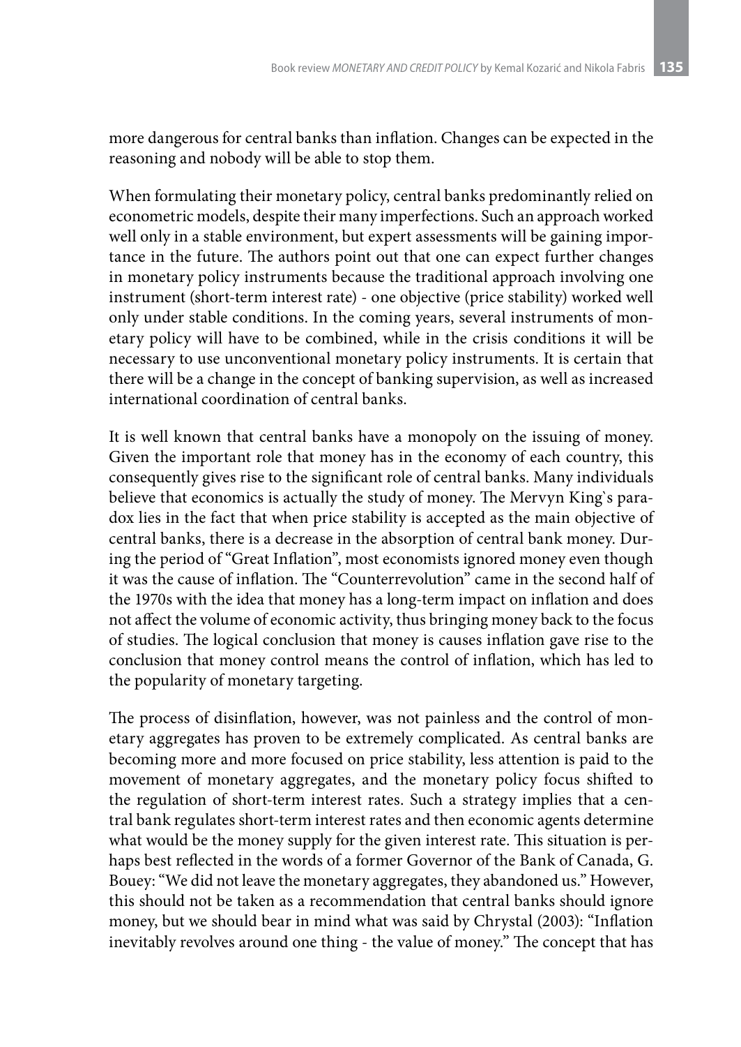more dangerous for central banks than inflation. Changes can be expected in the reasoning and nobody will be able to stop them.

When formulating their monetary policy, central banks predominantly relied on econometric models, despite their many imperfections. Such an approach worked well only in a stable environment, but expert assessments will be gaining importance in the future. The authors point out that one can expect further changes in monetary policy instruments because the traditional approach involving one instrument (short-term interest rate) - one objective (price stability) worked well only under stable conditions. In the coming years, several instruments of monetary policy will have to be combined, while in the crisis conditions it will be necessary to use unconventional monetary policy instruments. It is certain that there will be a change in the concept of banking supervision, as well as increased international coordination of central banks.

It is well known that central banks have a monopoly on the issuing of money. Given the important role that money has in the economy of each country, this consequently gives rise to the significant role of central banks. Many individuals believe that economics is actually the study of money. The Mervyn King`s paradox lies in the fact that when price stability is accepted as the main objective of central banks, there is a decrease in the absorption of central bank money. During the period of "Great Inflation", most economists ignored money even though it was the cause of inflation. The "Counterrevolution" came in the second half of the 1970s with the idea that money has a long-term impact on inflation and does not affect the volume of economic activity, thus bringing money back to the focus of studies. The logical conclusion that money is causes inflation gave rise to the conclusion that money control means the control of inflation, which has led to the popularity of monetary targeting.

The process of disinflation, however, was not painless and the control of monetary aggregates has proven to be extremely complicated. As central banks are becoming more and more focused on price stability, less attention is paid to the movement of monetary aggregates, and the monetary policy focus shifted to the regulation of short-term interest rates. Such a strategy implies that a central bank regulates short-term interest rates and then economic agents determine what would be the money supply for the given interest rate. This situation is perhaps best reflected in the words of a former Governor of the Bank of Canada, G. Bouey: "We did not leave the monetary aggregates, they abandoned us." However, this should not be taken as a recommendation that central banks should ignore money, but we should bear in mind what was said by Chrystal (2003): "Inflation inevitably revolves around one thing - the value of money." The concept that has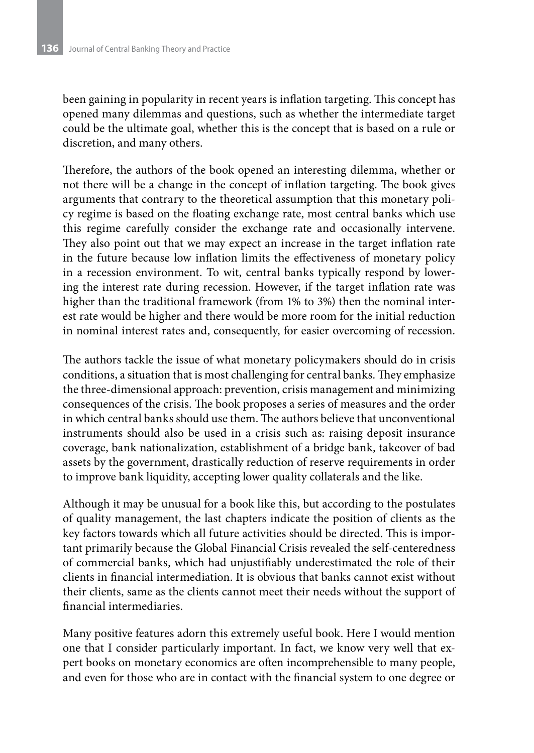been gaining in popularity in recent years is inflation targeting. This concept has opened many dilemmas and questions, such as whether the intermediate target could be the ultimate goal, whether this is the concept that is based on a rule or discretion, and many others.

Therefore, the authors of the book opened an interesting dilemma, whether or not there will be a change in the concept of inflation targeting. The book gives arguments that contrary to the theoretical assumption that this monetary policy regime is based on the floating exchange rate, most central banks which use this regime carefully consider the exchange rate and occasionally intervene. They also point out that we may expect an increase in the target inflation rate in the future because low inflation limits the effectiveness of monetary policy in a recession environment. To wit, central banks typically respond by lowering the interest rate during recession. However, if the target inflation rate was higher than the traditional framework (from 1% to 3%) then the nominal interest rate would be higher and there would be more room for the initial reduction in nominal interest rates and, consequently, for easier overcoming of recession.

The authors tackle the issue of what monetary policymakers should do in crisis conditions, a situation that is most challenging for central banks. They emphasize the three-dimensional approach: prevention, crisis management and minimizing consequences of the crisis. The book proposes a series of measures and the order in which central banks should use them. The authors believe that unconventional instruments should also be used in a crisis such as: raising deposit insurance coverage, bank nationalization, establishment of a bridge bank, takeover of bad assets by the government, drastically reduction of reserve requirements in order to improve bank liquidity, accepting lower quality collaterals and the like.

Although it may be unusual for a book like this, but according to the postulates of quality management, the last chapters indicate the position of clients as the key factors towards which all future activities should be directed. This is important primarily because the Global Financial Crisis revealed the self-centeredness of commercial banks, which had unjustifiably underestimated the role of their clients in financial intermediation. It is obvious that banks cannot exist without their clients, same as the clients cannot meet their needs without the support of financial intermediaries.

Many positive features adorn this extremely useful book. Here I would mention one that I consider particularly important. In fact, we know very well that expert books on monetary economics are often incomprehensible to many people, and even for those who are in contact with the financial system to one degree or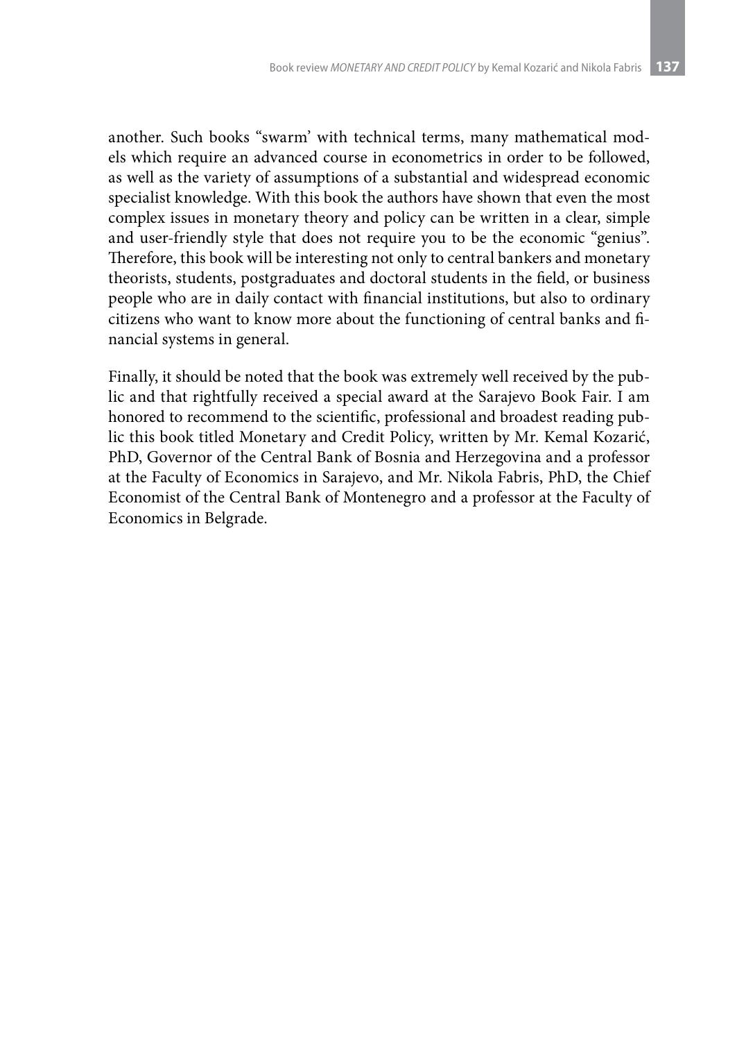another. Such books "swarm' with technical terms, many mathematical models which require an advanced course in econometrics in order to be followed, as well as the variety of assumptions of a substantial and widespread economic specialist knowledge. With this book the authors have shown that even the most complex issues in monetary theory and policy can be written in a clear, simple and user-friendly style that does not require you to be the economic "genius". Therefore, this book will be interesting not only to central bankers and monetary theorists, students, postgraduates and doctoral students in the field, or business people who are in daily contact with financial institutions, but also to ordinary citizens who want to know more about the functioning of central banks and financial systems in general.

Finally, it should be noted that the book was extremely well received by the public and that rightfully received a special award at the Sarajevo Book Fair. I am honored to recommend to the scientific, professional and broadest reading public this book titled Monetary and Credit Policy, written by Mr. Kemal Kozarić, PhD, Governor of the Central Bank of Bosnia and Herzegovina and a professor at the Faculty of Economics in Sarajevo, and Mr. Nikola Fabris, PhD, the Chief Economist of the Central Bank of Montenegro and a professor at the Faculty of Economics in Belgrade.